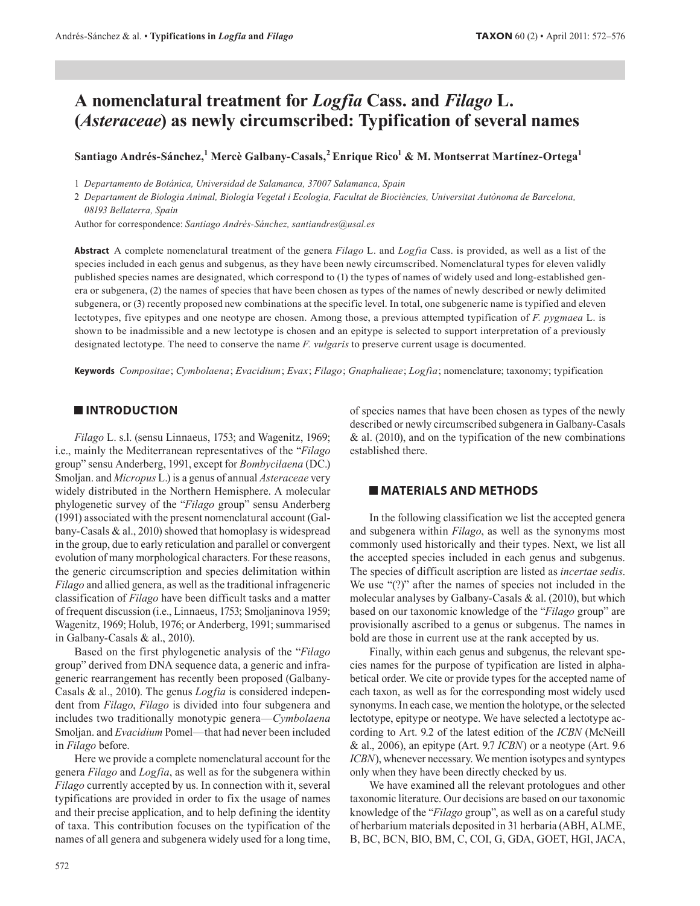# A nomenclatural treatment for *Logfia* Cass. and *Filago* L. (*Asteraceae*) as newly circumscribed: Typification of several names

**Santiago Andrés-Sánchez,[1] Mercè Galbany-Casals,[2] Enrique Rico[1] & M. Montserrat Martínez-Ortega[1]**

1 *Departamento de Botánica, Universidad de Salamanca, 37007 Salamanca, Spain*

2 *Departament de Biologia Animal, Biologia Vegetal i Ecologia, Facultat de Biociències, Universitat Autònoma de Barcelona, 08193 Bellaterra, Spain*

Author for correspondence: *Santiago Andrés-Sánchez, santiandres@usal.es*

**Abstract** A complete nomenclatural treatment of the genera *Filago* L. and *Logfia* Cass. is provided, as well as a list of the species included in each genus and subgenus, as they have been newly circumscribed. Nomenclatural types for eleven validly published species names are designated, which correspond to (1) the types of names of widely used and long-established genera or subgenera, (2) the names of species that have been chosen as types of the names of newly described or newly delimited subgenera, or (3) recently proposed new combinations at the specific level. In total, one subgeneric name is typified and eleven lectotypes, five epitypes and one neotype are chosen. Among those, a previous attempted typification of *F. pygmaea* L. is shown to be inadmissible and a new lectotype is chosen and an epitype is selected to support interpretation of a previously designated lectotype. The need to conserve the name *F. vulgaris* to preserve current usage is documented.

**Keywords** *Compositae*; *Cymbolaena*; *Evacidium*; *Evax*; *Filago*; *Gnaphalieae*; *Logfia*; nomenclature; taxonomy; typification

## INTRODUCTION

*Filago* L. s.l. (sensu Linnaeus, 1753; and Wagenitz, 1969; i.e., mainly the Mediterranean representatives of the "*Filago* group" sensu Anderberg, 1991, except for *Bombycilaena* (DC.) Smoljan. and *Micropus* L.) is a genus of annual *Asteraceae* very widely distributed in the Northern Hemisphere. A molecular phylogenetic survey of the "*Filago* group" sensu Anderberg (1991) associated with the present nomenclatural account (Galbany-Casals & al., 2010) showed that homoplasy is widespread in the group, due to early reticulation and parallel or convergent evolution of many morphological characters. For these reasons, the generic circumscription and species delimitation within *Filago* and allied genera, as well as the traditional infrageneric classification of *Filago* have been difficult tasks and a matter of frequent discussion (i.e., Linnaeus, 1753; Smoljaninova 1959; Wagenitz, 1969; Holub, 1976; or Anderberg, 1991; summarised in Galbany-Casals & al., 2010).

Based on the first phylogenetic analysis of the "*Filago* group" derived from DNA sequence data, a generic and infrageneric rearrangement has recently been proposed (Galbany-Casals & al., 2010). The genus *Logfia* is considered independent from *Filago*, *Filago* is divided into four subgenera and includes two traditionally monotypic genera—*Cymbolaena* Smoljan. and *Evacidium* Pomel—that had never been included in *Filago* before.

Here we provide a complete nomenclatural account for the genera *Filago* and *Logfia*, as well as for the subgenera within *Filago* currently accepted by us. In connection with it, several typifications are provided in order to fix the usage of names and their precise application, and to help defining the identity of taxa. This contribution focuses on the typification of the names of all genera and subgenera widely used for a long time, of species names that have been chosen as types of the newly described or newly circumscribed subgenera in Galbany-Casals & al. (2010), and on the typification of the new combinations established there.

## MATERIALS AND METHODS

In the following classification we list the accepted genera and subgenera within *Filago*, as well as the synonyms most commonly used historically and their types. Next, we list all the accepted species included in each genus and subgenus. The species of difficult ascription are listed as *incertae sedis*. We use "(?)" after the names of species not included in the molecular analyses by Galbany-Casals & al. (2010), but which based on our taxonomic knowledge of the "*Filago* group" are provisionally ascribed to a genus or subgenus. The names in bold are those in current use at the rank accepted by us.

Finally, within each genus and subgenus, the relevant species names for the purpose of typification are listed in alphabetical order. We cite or provide types for the accepted name of each taxon, as well as for the corresponding most widely used synonyms. In each case, we mention the holotype, or the selected lectotype, epitype or neotype. We have selected a lectotype according to Art. 9.2 of the latest edition of the *ICBN* (McNeill & al., 2006), an epitype (Art. 9.7 *ICBN*) or a neotype (Art. 9.6 *ICBN*), whenever necessary. We mention isotypes and syntypes only when they have been directly checked by us.

We have examined all the relevant protologues and other taxonomic literature. Our decisions are based on our taxonomic knowledge of the "*Filago* group", as well as on a careful study of herbarium materials deposited in 31 herbaria (ABH, ALME, B, BC, BCN, BIO, BM, C, COI, G, GDA, GOET, HGI, JACA,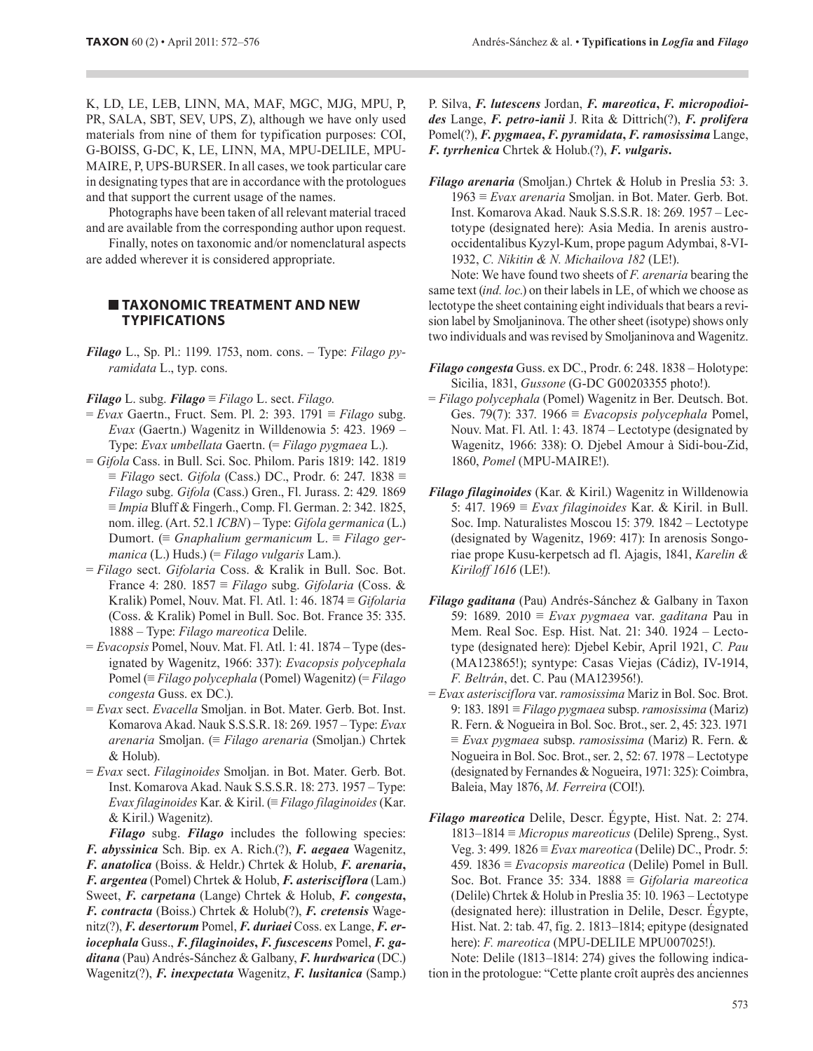K, LD, LE, LEB, LINN, MA, MAF, MGC, MJG, MPU, P, PR, SALA, SBT, SEV, UPS, Z), although we have only used materials from nine of them for typification purposes: COI, G-BOISS, G-DC, K, LE, LINN, MA, MPU-DELILE, MPU-MAIRE, P, UPS-BURSER. In all cases, we took particular care in designating types that are in accordance with the protologues and that support the current usage of the names.

Photographs have been taken of all relevant material traced and are available from the corresponding author upon request.

Finally, notes on taxonomic and/or nomenclatural aspects are added wherever it is considered appropriate.

## TAXONOMIC TREATMENT AND NEW TYPIFICATIONS

***Filago*** L., Sp. Pl.: 1199. 1753, nom. cons. – Type: *Filago pyramidata* L., typ. cons.

***Filago*** L. subg. ***Filago*** ≡ *Filago* L. sect. *Filago.*

= *Evax* Gaertn., Fruct. Sem. Pl. 2: 393. 1791 ≡ *Filago* subg. *Evax* (Gaertn.) Wagenitz in Willdenowia 5: 423. 1969 – Type: *Evax umbellata* Gaertn. (= *Filago pygmaea* L.).

= *Gifola* Cass. in Bull. Sci. Soc. Philom. Paris 1819: 142. 1819 ≡ *Filago* sect. *Gifola* (Cass.) DC., Prodr. 6: 247. 1838 ≡ *Filago* subg. *Gifola* (Cass.) Gren., Fl. Jurass. 2: 429. 1869 ≡ *Impia* Bluff & Fingerh., Comp. Fl. German. 2: 342. 1825, nom. illeg. (Art. 52.1 *ICBN*) – Type: *Gifola germanica* (L.) Dumort. (≡ *Gnaphalium germanicum* L. ≡ *Filago germanica* (L.) Huds.) (= *Filago vulgaris* Lam.).

= *Filago* sect. *Gifolaria* Coss. & Kralik in Bull. Soc. Bot. France 4: 280. 1857 ≡ *Filago* subg. *Gifolaria* (Coss. & Kralik) Pomel, Nouv. Mat. Fl. Atl. 1: 46. 1874 ≡ *Gifolaria* (Coss. & Kralik) Pomel in Bull. Soc. Bot. France 35: 335. 1888 – Type: *Filago mareotica* Delile.

= *Evacopsis* Pomel, Nouv. Mat. Fl. Atl. 1: 41. 1874 – Type (designated by Wagenitz, 1966: 337): *Evacopsis polycephala* Pomel (≡ *Filago polycephala* (Pomel) Wagenitz) (= *Filago congesta* Guss. ex DC.).

= *Evax* sect. *Evacella* Smoljan. in Bot. Mater. Gerb. Bot. Inst. Komarova Akad. Nauk S.S.S.R. 18: 269. 1957 – Type: *Evax arenaria* Smoljan. (≡ *Filago arenaria* (Smoljan.) Chrtek & Holub).

= *Evax* sect. *Filaginoides* Smoljan. in Bot. Mater. Gerb. Bot. Inst. Komarova Akad. Nauk S.S.S.R. 18: 273. 1957 – Type: *Evax filaginoides* Kar. & Kiril. (≡ *Filago filaginoides* (Kar. & Kiril.) Wagenitz).

***Filago*** subg. ***Filago*** includes the following species: ***F. abyssinica*** Sch. Bip. ex A. Rich.(?), ***F. aegaea*** Wagenitz, ***F. anatolica*** (Boiss. & Heldr.) Chrtek & Holub, ***F. arenaria*, *F. argentea*** (Pomel) Chrtek & Holub, ***F. asterisciflora*** (Lam.) Sweet, ***F. carpetana*** (Lange) Chrtek & Holub, ***F. congesta*, *F. contracta*** (Boiss.) Chrtek & Holub(?), ***F. cretensis*** Wagenitz(?), ***F. desertorum*** Pomel, ***F. duriaei*** Coss. ex Lange, ***F. eriocephala*** Guss., ***F. filaginoides*, *F. fuscescens*** Pomel, ***F. gaditana*** (Pau) Andrés-Sánchez & Galbany, ***F. hurdwarica*** (DC.) Wagenitz(?), ***F. inexpectata*** Wagenitz, ***F. lusitanica*** (Samp.) P. Silva, ***F. lutescens*** Jordan, ***F. mareotica*, *F. micropodioides*** Lange, ***F. petro-ianii*** J. Rita & Dittrich(?), ***F. prolifera*** Pomel(?), ***F. pygmaea*, *F. pyramidata*, *F. ramosissima*** Lange, ***F. tyrrhenica*** Chrtek & Holub.(?), ***F. vulgaris*.**

***Filago arenaria*** (Smoljan.) Chrtek & Holub in Preslia 53: 3. 1963 ≡ *Evax arenaria* Smoljan. in Bot. Mater. Gerb. Bot. Inst. Komarova Akad. Nauk S.S.S.R. 18: 269. 1957 – Lectotype (designated here): Asia Media. In arenis austro-occidentalibus Kyzyl-Kum, prope pagum Adymbai, 8-VI-1932, *C. Nikitin & N. Michailova 182* (LE!).

Note: We have found two sheets of *F. arenaria* bearing the same text (*ind. loc.*) on their labels in LE, of which we choose as lectotype the sheet containing eight individuals that bears a revision label by Smoljaninova. The other sheet (isotype) shows only two individuals and was revised by Smoljaninova and Wagenitz.

***Filago congesta*** Guss. ex DC., Prodr. 6: 248. 1838 – Holotype: Sicilia, 1831, *Gussone* (G-DC G00203355 photo!).

= *Filago polycephala* (Pomel) Wagenitz in Ber. Deutsch. Bot. Ges. 79(7): 337. 1966 ≡ *Evacopsis polycephala* Pomel, Nouv. Mat. Fl. Atl. 1: 43. 1874 – Lectotype (designated by Wagenitz, 1966: 338): O. Djebel Amour à Sidi-bou-Zid, 1860, *Pomel* (MPU-MAIRE!).

***Filago filaginoides*** (Kar. & Kiril.) Wagenitz in Willdenowia 5: 417. 1969 ≡ *Evax filaginoides* Kar. & Kiril. in Bull. Soc. Imp. Naturalistes Moscou 15: 379. 1842 – Lectotype (designated by Wagenitz, 1969: 417): In arenosis Songoriae prope Kusu-kerpetsch ad fl. Ajagis, 1841, *Karelin & Kiriloff 1616* (LE!).

***Filago gaditana*** (Pau) Andrés-Sánchez & Galbany in Taxon 59: 1689. 2010 ≡ *Evax pygmaea* var. *gaditana* Pau in Mem. Real Soc. Esp. Hist. Nat. 21: 340. 1924 – Lectotype (designated here): Djebel Kebir, April 1921, *C. Pau* (MA123865!); syntype: Casas Viejas (Cádiz), IV-1914, *F. Beltrán*, det. C. Pau (MA123956!).

= *Evax asterisciflora* var. *ramosissima* Mariz in Bol. Soc. Brot. 9: 183. 1891 ≡ *Filago pygmaea* subsp. *ramosissima* (Mariz) R. Fern. & Nogueira in Bol. Soc. Brot., ser. 2, 45: 323. 1971 ≡ *Evax pygmaea* subsp. *ramosissima* (Mariz) R. Fern. & Nogueira in Bol. Soc. Brot., ser. 2, 52: 67. 1978 – Lectotype (designated by Fernandes & Nogueira, 1971: 325): Coimbra, Baleia, May 1876, *M. Ferreira* (COI!).

***Filago mareotica*** Delile, Descr. Égypte, Hist. Nat. 2: 274. 1813–1814 ≡ *Micropus mareoticus* (Delile) Spreng., Syst. Veg. 3: 499. 1826 ≡ *Evax mareotica* (Delile) DC., Prodr. 5: 459. 1836 ≡ *Evacopsis mareotica* (Delile) Pomel in Bull. Soc. Bot. France 35: 334. 1888 ≡ *Gifolaria mareotica* (Delile) Chrtek & Holub in Preslia 35: 10. 1963 – Lectotype (designated here): illustration in Delile, Descr. Égypte, Hist. Nat. 2: tab. 47, fig. 2. 1813–1814; epitype (designated here): *F. mareotica* (MPU-DELILE MPU007025!).

Note: Delile (1813–1814: 274) gives the following indication in the protologue: "Cette plante croît auprès des anciennes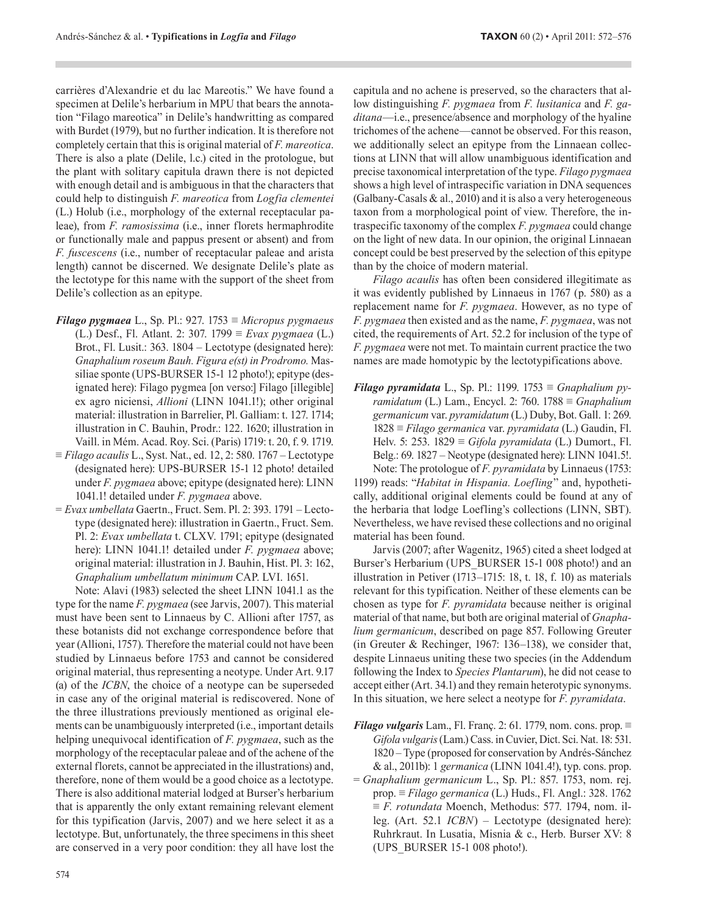carrières d'Alexandrie et du lac Mareotis." We have found a specimen at Delile's herbarium in MPU that bears the annotation "Filago mareotica" in Delile's handwritting as compared with Burdet (1979), but no further indication. It is therefore not completely certain that this is original material of *F. mareotica*. There is also a plate (Delile, l.c.) cited in the protologue, but the plant with solitary capitula drawn there is not depicted with enough detail and is ambiguous in that the characters that could help to distinguish *F. mareotica* from *Logfia clementei* (L.) Holub (i.e., morphology of the external receptacular paleae), from *F. ramosissima* (i.e., inner florets hermaphrodite or functionally male and pappus present or absent) and from *F. fuscescens* (i.e., number of receptacular paleae and arista length) cannot be discerned. We designate Delile's plate as the lectotype for this name with the support of the sheet from Delile's collection as an epitype.

***Filago pygmaea*** L., Sp. Pl.: 927. 1753 ≡ *Micropus pygmaeus* (L.) Desf., Fl. Atlant. 2: 307. 1799 ≡ *Evax pygmaea* (L.) Brot., Fl. Lusit.: 363. 1804 – Lectotype (designated here): *Gnaphalium roseum Bauh. Figura e(st) in Prodromo.* Massiliae sponte (UPS-BURSER 15-1 12 photo!); epitype (designated here): Filago pygmea [on verso:] Filago [illegible] ex agro niciensi, *Allioni* (LINN 1041.1!); other original material: illustration in Barrelier, Pl. Galliam: t. 127. 1714; illustration in C. Bauhin, Prodr.: 122. 1620; illustration in Vaill. in Mém. Acad. Roy. Sci. (Paris) 1719: t. 20, f. 9. 1719.

≡ *Filago acaulis* L., Syst. Nat., ed. 12, 2: 580. 1767 – Lectotype (designated here): UPS-BURSER 15-1 12 photo! detailed under *F. pygmaea* above; epitype (designated here): LINN 1041.1! detailed under *F. pygmaea* above.

= *Evax umbellata* Gaertn., Fruct. Sem. Pl. 2: 393. 1791 – Lectotype (designated here): illustration in Gaertn., Fruct. Sem. Pl. 2: *Evax umbellata* t. CLXV. 1791; epitype (designated here): LINN 1041.1! detailed under *F. pygmaea* above; original material: illustration in J. Bauhin, Hist. Pl. 3: 162, *Gnaphalium umbellatum minimum* CAP. LVI. 1651.

Note: Alavi (1983) selected the sheet LINN 1041.1 as the type for the name *F. pygmaea* (see Jarvis, 2007). This material must have been sent to Linnaeus by C. Allioni after 1757, as these botanists did not exchange correspondence before that year (Allioni, 1757). Therefore the material could not have been studied by Linnaeus before 1753 and cannot be considered original material, thus representing a neotype. Under Art. 9.17 (a) of the *ICBN*, the choice of a neotype can be superseded in case any of the original material is rediscovered. None of the three illustrations previously mentioned as original elements can be unambiguously interpreted (i.e., important details helping unequivocal identification of *F. pygmaea*, such as the morphology of the receptacular paleae and of the achene of the external florets, cannot be appreciated in the illustrations) and, therefore, none of them would be a good choice as a lectotype. There is also additional material lodged at Burser's herbarium that is apparently the only extant remaining relevant element for this typification (Jarvis, 2007) and we here select it as a lectotype. But, unfortunately, the three specimens in this sheet are conserved in a very poor condition: they all have lost the capitula and no achene is preserved, so the characters that allow distinguishing *F. pygmaea* from *F. lusitanica* and *F. gaditana*—i.e., presence/absence and morphology of the hyaline trichomes of the achene—cannot be observed. For this reason, we additionally select an epitype from the Linnaean collections at LINN that will allow unambiguous identification and precise taxonomical interpretation of the type. *Filago pygmaea* shows a high level of intraspecific variation in DNA sequences (Galbany-Casals & al., 2010) and it is also a very heterogeneous taxon from a morphological point of view. Therefore, the intraspecific taxonomy of the complex *F. pygmaea* could change on the light of new data. In our opinion, the original Linnaean concept could be best preserved by the selection of this epitype than by the choice of modern material.

*Filago acaulis* has often been considered illegitimate as it was evidently published by Linnaeus in 1767 (p. 580) as a replacement name for *F. pygmaea*. However, as no type of *F. pygmaea* then existed and as the name, *F. pygmaea*, was not cited, the requirements of Art. 52.2 for inclusion of the type of *F. pygmaea* were not met. To maintain current practice the two names are made homotypic by the lectotypifications above.

***Filago pyramidata*** L., Sp. Pl.: 1199. 1753 ≡ *Gnaphalium pyramidatum* (L.) Lam., Encycl. 2: 760. 1788 ≡ *Gnaphalium germanicum* var. *pyramidatum* (L.) Duby, Bot. Gall. 1: 269. 1828 ≡ *Filago germanica* var. *pyramidata* (L.) Gaudin, Fl. Helv. 5: 253. 1829 ≡ *Gifola pyramidata* (L.) Dumort., Fl. Belg.: 69. 1827 – Neotype (designated here): LINN 1041.5!.

Note: The protologue of *F. pyramidata* by Linnaeus (1753: 1199) reads: "*Habitat in Hispania. Loefling*" and, hypothetically, additional original elements could be found at any of the herbaria that lodge Loefling's collections (LINN, SBT). Nevertheless, we have revised these collections and no original material has been found.

Jarvis (2007; after Wagenitz, 1965) cited a sheet lodged at Burser's Herbarium (UPS_BURSER 15-1 008 photo!) and an illustration in Petiver (1713–1715: 18, t. 18, f. 10) as materials relevant for this typification. Neither of these elements can be chosen as type for *F. pyramidata* because neither is original material of that name, but both are original material of *Gnaphalium germanicum*, described on page 857. Following Greuter (in Greuter & Rechinger, 1967: 136–138), we consider that, despite Linnaeus uniting these two species (in the Addendum following the Index to *Species Plantarum*), he did not cease to accept either (Art. 34.1) and they remain heterotypic synonyms. In this situation, we here select a neotype for *F. pyramidata*.

***Filago vulgaris*** Lam., Fl. Franç. 2: 61. 1779, nom. cons. prop. ≡ *Gifola vulgaris* (Lam.) Cass. in Cuvier, Dict. Sci. Nat. 18: 531. 1820 – Type (proposed for conservation by Andrés-Sánchez & al., 2011b): 1 *germanica* (LINN 1041.4!), typ. cons. prop.

= *Gnaphalium germanicum* L., Sp. Pl.: 857. 1753, nom. rej. prop. ≡ *Filago germanica* (L.) Huds., Fl. Angl.: 328. 1762 ≡ *F. rotundata* Moench, Methodus: 577. 1794, nom. illeg. (Art. 52.1 *ICBN*) – Lectotype (designated here): Ruhrkraut. In Lusatia, Misnia & c., Herb. Burser XV: 8 (UPS_BURSER 15-1 008 photo!).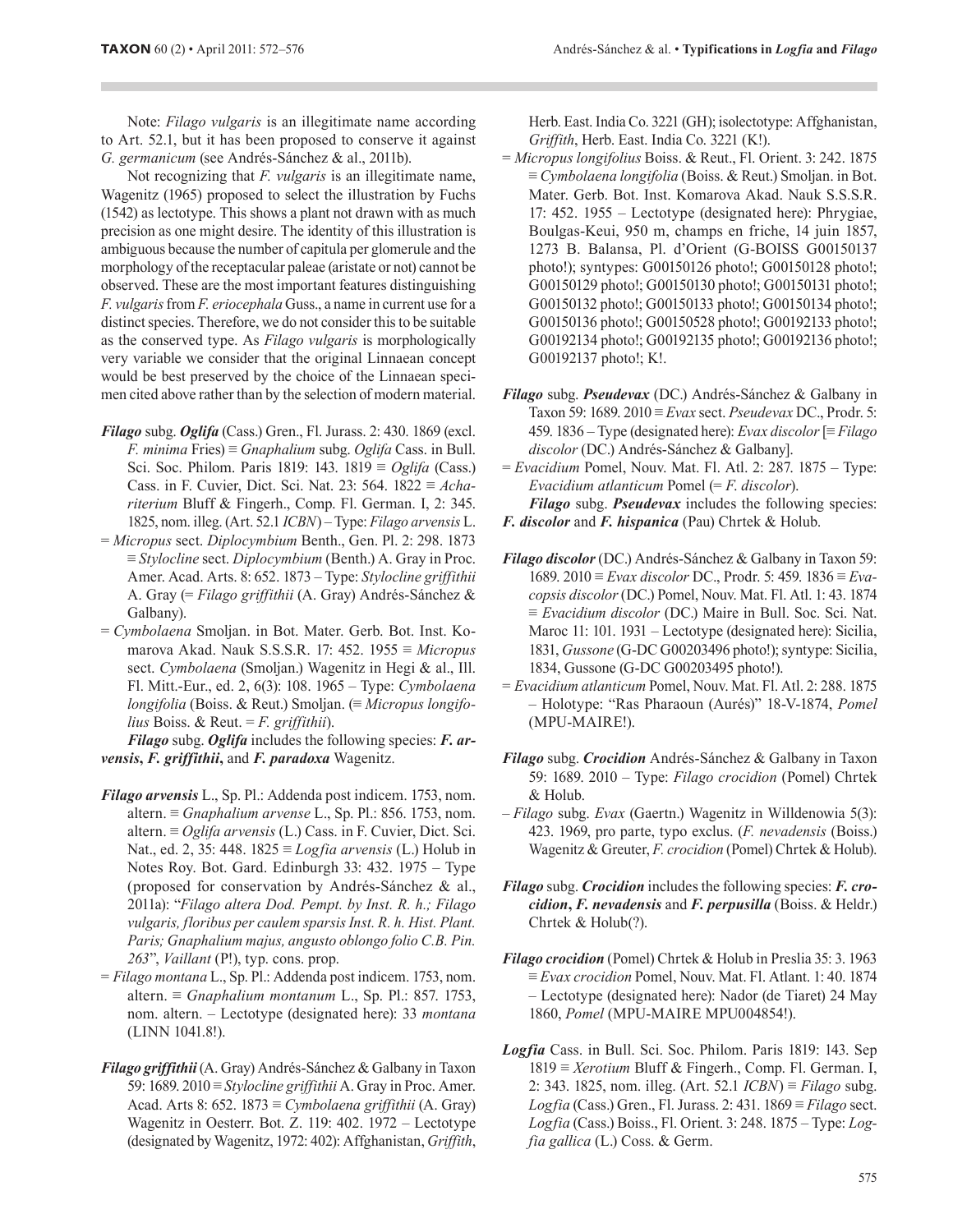Note: *Filago vulgaris* is an illegitimate name according to Art. 52.1, but it has been proposed to conserve it against *G. germanicum* (see Andrés-Sánchez & al., 2011b).

Not recognizing that *F. vulgaris* is an illegitimate name, Wagenitz (1965) proposed to select the illustration by Fuchs (1542) as lectotype. This shows a plant not drawn with as much precision as one might desire. The identity of this illustration is ambiguous because the number of capitula per glomerule and the morphology of the receptacular paleae (aristate or not) cannot be observed. These are the most important features distinguishing *F. vulgaris* from *F. eriocephala* Guss., a name in current use for a distinct species. Therefore, we do not consider this to be suitable as the conserved type. As *Filago vulgaris* is morphologically very variable we consider that the original Linnaean concept would be best preserved by the choice of the Linnaean specimen cited above rather than by the selection of modern material.

***Filago*** **subg. *Oglifa*** (Cass.) Gren., Fl. Jurass. 2: 430. 1869 (excl. *F. minima* Fries) ≡ *Gnaphalium* subg. *Oglifa* Cass. in Bull. Sci. Soc. Philom. Paris 1819: 143. 1819 ≡ *Oglifa* (Cass.) Cass. in F. Cuvier, Dict. Sci. Nat. 23: 564. 1822 ≡ *Achariterium* Bluff & Fingerh., Comp. Fl. German. I, 2: 345. 1825, nom. illeg. (Art. 52.1 *ICBN*) – Type: *Filago arvensis* L.

= *Micropus* sect. *Diplocymbium* Benth., Gen. Pl. 2: 298. 1873 ≡ *Stylocline* sect. *Diplocymbium* (Benth.) A. Gray in Proc. Amer. Acad. Arts. 8: 652. 1873 – Type: *Stylocline griffithii* A. Gray (= *Filago griffithii* (A. Gray) Andrés-Sánchez & Galbany).

= *Cymbolaena* Smoljan. in Bot. Mater. Gerb. Bot. Inst. Komarova Akad. Nauk S.S.S.R. 17: 452. 1955 ≡ *Micropus* sect. *Cymbolaena* (Smoljan.) Wagenitz in Hegi & al., Ill. Fl. Mitt.-Eur., ed. 2, 6(3): 108. 1965 – Type: *Cymbolaena longifolia* (Boiss. & Reut.) Smoljan. (≡ *Micropus longifolius* Boiss. & Reut. = *F. griffithii*).

***Filago*** **subg. *Oglifa*** includes the following species: ***F. arvensis*, *F. griffithii***, and ***F. paradoxa*** Wagenitz.

***Filago arvensis*** L., Sp. Pl.: Addenda post indicem. 1753, nom. altern. ≡ *Gnaphalium arvense* L., Sp. Pl.: 856. 1753, nom. altern. ≡ *Oglifa arvensis* (L.) Cass. in F. Cuvier, Dict. Sci. Nat., ed. 2, 35: 448. 1825 ≡ *Logfia arvensis* (L.) Holub in Notes Roy. Bot. Gard. Edinburgh 33: 432. 1975 – Type (proposed for conservation by Andrés-Sánchez & al., 2011a): "*Filago altera Dod. Pempt. by Inst. R. h.; Filago vulgaris, floribus per caulem sparsis Inst. R. h. Hist. Plant. Paris; Gnaphalium majus, angusto oblongo folio C.B. Pin. 263*", *Vaillant* (P!), typ. cons. prop.

= *Filago montana* L., Sp. Pl.: Addenda post indicem. 1753, nom. altern. ≡ *Gnaphalium montanum* L., Sp. Pl.: 857. 1753, nom. altern. – Lectotype (designated here): 33 *montana* (LINN 1041.8!).

***Filago griffithii*** (A. Gray) Andrés-Sánchez & Galbany in Taxon 59: 1689. 2010 ≡ *Stylocline griffithii* A. Gray in Proc. Amer. Acad. Arts 8: 652. 1873 ≡ *Cymbolaena griffithii* (A. Gray) Wagenitz in Oesterr. Bot. Z. 119: 402. 1972 – Lectotype (designated by Wagenitz, 1972: 402): Affghanistan, *Griffith*, Herb. East. India Co. 3221 (GH); isolectotype: Affghanistan, *Griffith*, Herb. East. India Co. 3221 (K!).

= *Micropus longifolius* Boiss. & Reut., Fl. Orient. 3: 242. 1875 ≡ *Cymbolaena longifolia* (Boiss. & Reut.) Smoljan. in Bot. Mater. Gerb. Bot. Inst. Komarova Akad. Nauk S.S.S.R. 17: 452. 1955 – Lectotype (designated here): Phrygiae, Boulgas-Keui, 950 m, champs en friche, 14 juin 1857, 1273 B. Balansa, Pl. d'Orient (G-BOISS G00150137 photo!); syntypes: G00150126 photo!; G00150128 photo!; G00150129 photo!; G00150130 photo!; G00150131 photo!; G00150132 photo!; G00150133 photo!; G00150134 photo!; G00150136 photo!; G00150528 photo!; G00192133 photo!; G00192134 photo!; G00192135 photo!; G00192136 photo!; G00192137 photo!; K!.

***Filago*** **subg. *Pseudevax*** (DC.) Andrés-Sánchez & Galbany in Taxon 59: 1689. 2010 ≡ *Evax* sect. *Pseudevax* DC., Prodr. 5: 459. 1836 – Type (designated here): *Evax discolor* [≡ *Filago discolor* (DC.) Andrés-Sánchez & Galbany].

= *Evacidium* Pomel, Nouv. Mat. Fl. Atl. 2: 287. 1875 – Type: *Evacidium atlanticum* Pomel (= *F. discolor*).

***Filago*** **subg. *Pseudevax*** includes the following species: ***F. discolor*** and ***F. hispanica*** (Pau) Chrtek & Holub.

***Filago discolor*** (DC.) Andrés-Sánchez & Galbany in Taxon 59: 1689. 2010 ≡ *Evax discolor* DC., Prodr. 5: 459. 1836 ≡ *Evacopsis discolor* (DC.) Pomel, Nouv. Mat. Fl. Atl. 1: 43. 1874 ≡ *Evacidium discolor* (DC.) Maire in Bull. Soc. Sci. Nat. Maroc 11: 101. 1931 – Lectotype (designated here): Sicilia, 1831, *Gussone* (G-DC G00203496 photo!); syntype: Sicilia, 1834, Gussone (G-DC G00203495 photo!).

= *Evacidium atlanticum* Pomel, Nouv. Mat. Fl. Atl. 2: 288. 1875 – Holotype: "Ras Pharaoun (Aurés)" 18-V-1874, *Pomel* (MPU-MAIRE!).

***Filago*** **subg. *Crocidion*** Andrés-Sánchez & Galbany in Taxon 59: 1689. 2010 – Type: *Filago crocidion* (Pomel) Chrtek & Holub.

– *Filago* subg. *Evax* (Gaertn.) Wagenitz in Willdenowia 5(3): 423. 1969, pro parte, typo exclus. (*F. nevadensis* (Boiss.) Wagenitz & Greuter, *F. crocidion* (Pomel) Chrtek & Holub).

***Filago*** **subg. *Crocidion*** includes the following species: ***F. crocidion*, *F. nevadensis*** and ***F. perpusilla*** (Boiss. & Heldr.) Chrtek & Holub(?).

***Filago crocidion*** (Pomel) Chrtek & Holub in Preslia 35: 3. 1963 ≡ *Evax crocidion* Pomel, Nouv. Mat. Fl. Atlant. 1: 40. 1874 – Lectotype (designated here): Nador (de Tiaret) 24 May 1860, *Pomel* (MPU-MAIRE MPU004854!).

***Logfia*** Cass. in Bull. Sci. Soc. Philom. Paris 1819: 143. Sep 1819 ≡ *Xerotium* Bluff & Fingerh., Comp. Fl. German. I, 2: 343. 1825, nom. illeg. (Art. 52.1 *ICBN*) ≡ *Filago* subg. *Logfia* (Cass.) Gren., Fl. Jurass. 2: 431. 1869 ≡ *Filago* sect. *Logfia* (Cass.) Boiss., Fl. Orient. 3: 248. 1875 – Type: *Logfia gallica* (L.) Coss. & Germ.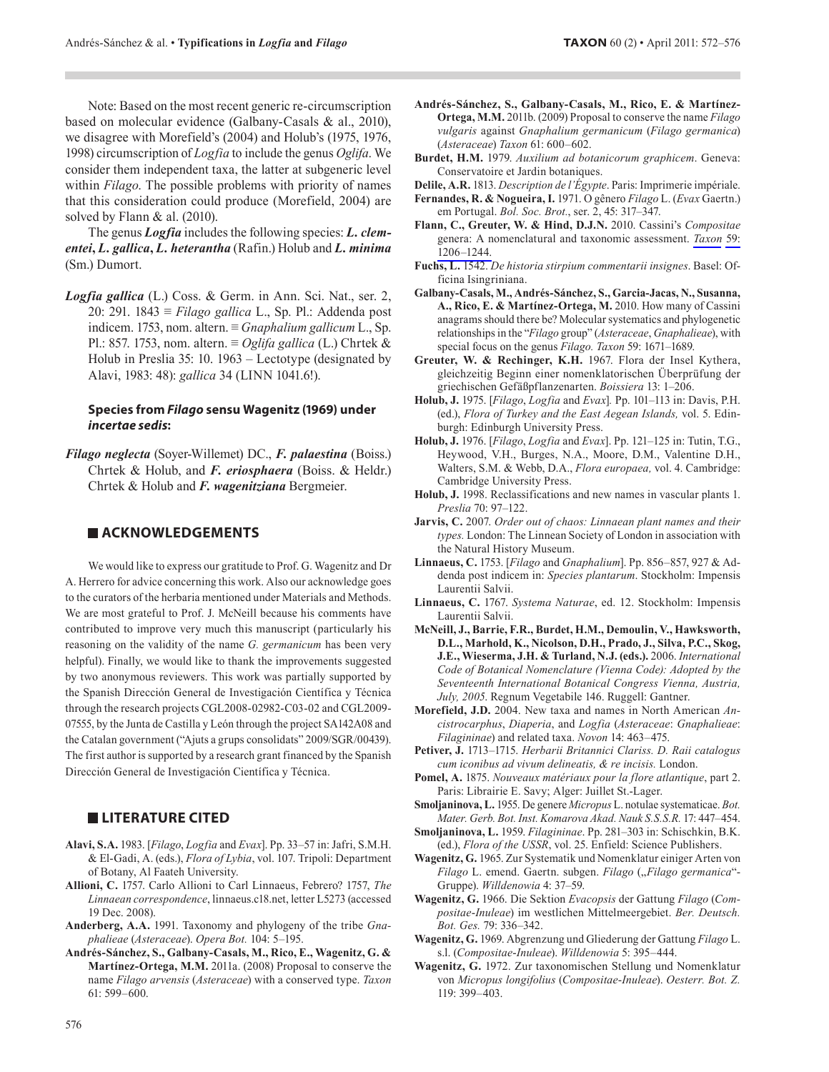Note: Based on the most recent generic re-circumscription based on molecular evidence (Galbany-Casals & al., 2010), we disagree with Morefield's (2004) and Holub's (1975, 1976, 1998) circumscription of *Logfia* to include the genus *Oglifa*. We consider them independent taxa, the latter at subgeneric level within *Filago*. The possible problems with priority of names that this consideration could produce (Morefield, 2004) are solved by Flann & al. (2010).

The genus ***Logfia*** includes the following species: ***L. clementei***, ***L. gallica***, ***L. heterantha*** (Rafin.) Holub and ***L. minima*** (Sm.) Dumort.

***Logfia gallica*** (L.) Coss. & Germ. in Ann. Sci. Nat., ser. 2, 20: 291. 1843 ≡ *Filago gallica* L., Sp. Pl.: Addenda post indicem. 1753, nom. altern. ≡ *Gnaphalium gallicum* L., Sp. Pl.: 857. 1753, nom. altern. ≡ *Oglifa gallica* (L.) Chrtek & Holub in Preslia 35: 10. 1963 – Lectotype (designated by Alavi, 1983: 48): *gallica* 34 (LINN 1041.6!).

### Species from *Filago* sensu Wagenitz (1969) under *incertae sedis*:

***Filago neglecta*** (Soyer-Willemet) DC., ***F. palaestina*** (Boiss.) Chrtek & Holub, and ***F. eriosphaera*** (Boiss. & Heldr.) Chrtek & Holub and ***F. wagenitziana*** Bergmeier.

## ACKNOWLEDGEMENTS

We would like to express our gratitude to Prof. G. Wagenitz and Dr A. Herrero for advice concerning this work. Also our acknowledge goes to the curators of the herbaria mentioned under Materials and Methods. We are most grateful to Prof. J. McNeill because his comments have contributed to improve very much this manuscript (particularly his reasoning on the validity of the name *G. germanicum* has been very helpful). Finally, we would like to thank the improvements suggested by two anonymous reviewers. This work was partially supported by the Spanish Dirección General de Investigación Científica y Técnica through the research projects CGL2008-02982-C03-02 and CGL2009-07555, by the Junta de Castilla y León through the project SA142A08 and the Catalan government ("Ajuts a grups consolidats" 2009/SGR/00439). The first author is supported by a research grant financed by the Spanish Dirección General de Investigación Científica y Técnica.

## LITERATURE CITED

**Alavi, S.A.** 1983. [*Filago*, *Logfia* and *Evax*]. Pp. 33–57 in: Jafri, S.M.H. & El-Gadi, A. (eds.), *Flora of Lybia*, vol. 107. Tripoli: Department of Botany, Al Faateh University.

**Allioni, C.** 1757. Carlo Allioni to Carl Linnaeus, Febrero? 1757, *The Linnaean correspondence*, linnaeus.c18.net, letter L5273 (accessed 19 Dec. 2008).

**Anderberg, A.A.** 1991. Taxonomy and phylogeny of the tribe *Gnaphalieae* (*Asteraceae*). *Opera Bot.* 104: 5–195.

**Andrés-Sánchez, S., Galbany-Casals, M., Rico, E., Wagenitz, G. & Martínez-Ortega, M.M.** 2011a. (2008) Proposal to conserve the name *Filago arvensis* (*Asteraceae*) with a conserved type. *Taxon* 61: 599–600.

**Andrés-Sánchez, S., Galbany-Casals, M., Rico, E. & Martínez-Ortega, M.M.** 2011b. (2009) Proposal to conserve the name *Filago vulgaris* against *Gnaphalium germanicum* (*Filago germanica*) (*Asteraceae*) *Taxon* 61: 600–602.

**Burdet, H.M.** 1979. *Auxilium ad botanicorum graphicem*. Geneva: Conservatoire et Jardin botaniques.

**Delile, A.R.** 1813. *Description de l'Égypte*. Paris: Imprimerie impériale.

**Fernandes, R. & Nogueira, I.** 1971. O gênero *Filago* L. (*Evax* Gaertn.) em Portugal. *Bol. Soc. Brot.*, ser. 2, 45: 317–347.

**Flann, C., Greuter, W. & Hind, D.J.N.** 2010. Cassini's *Compositae* genera: A nomenclatural and taxonomic assessment. *Taxon* 59: 1206–1244.

**Fuchs, L.** 1542. *De historia stirpium commentarii insignes*. Basel: Officina Isingriniana.

**Galbany-Casals, M., Andrés-Sánchez, S., Garcia-Jacas, N., Susanna, A., Rico, E. & Martínez-Ortega, M.** 2010. How many of Cassini anagrams should there be? Molecular systematics and phylogenetic relationships in the "*Filago* group" (*Asteraceae*, *Gnaphalieae*), with special focus on the genus *Filago*. *Taxon* 59: 1671–1689.

**Greuter, W. & Rechinger, K.H.** 1967. Flora der Insel Kythera, gleichzeitig Beginn einer nomenklatorischen Überprüfung der griechischen Gefäßpflanzenarten. *Boissiera* 13: 1–206.

**Holub, J.** 1975. [*Filago*, *Logfia* and *Evax*]. Pp. 101–113 in: Davis, P.H. (ed.), *Flora of Turkey and the East Aegean Islands,* vol. 5. Edinburgh: Edinburgh University Press.

**Holub, J.** 1976. [*Filago*, *Logfia* and *Evax*]. Pp. 121–125 in: Tutin, T.G., Heywood, V.H., Burges, N.A., Moore, D.M., Valentine D.H., Walters, S.M. & Webb, D.A., *Flora europaea,* vol. 4. Cambridge: Cambridge University Press.

**Holub, J.** 1998. Reclassifications and new names in vascular plants 1. *Preslia* 70: 97–122.

**Jarvis, C.** 2007. *Order out of chaos: Linnaean plant names and their types.* London: The Linnean Society of London in association with the Natural History Museum.

**Linnaeus, C.** 1753. [*Filago* and *Gnaphalium*]. Pp. 856–857, 927 & Addenda post indicem in: *Species plantarum*. Stockholm: Impensis Laurentii Salvii.

**Linnaeus, C.** 1767. *Systema Naturae*, ed. 12. Stockholm: Impensis Laurentii Salvii.

**McNeill, J., Barrie, F.R., Burdet, H.M., Demoulin, V., Hawksworth, D.L., Marhold, K., Nicolson, D.H., Prado, J., Silva, P.C., Skog, J.E., Wieserma, J.H. & Turland, N.J. (eds.).** 2006. *International Code of Botanical Nomenclature (Vienna Code): Adopted by the Seventeenth International Botanical Congress Vienna, Austria, July, 2005*. Regnum Vegetabile 146. Ruggell: Gantner.

**Morefield, J.D.** 2004. New taxa and names in North American *Ancistrocarphus*, *Diaperia*, and *Logfia* (*Asteraceae*: *Gnaphalieae*: *Filagininae*) and related taxa. *Novon* 14: 463–475.

**Petiver, J.** 1713–1715. *Herbarii Britannici Clariss. D. Raii catalogus cum iconibus ad vivum delineatis, & re incisis.* London.

**Pomel, A.** 1875. *Nouveaux matériaux pour la flore atlantique*, part 2. Paris: Librairie E. Savy; Alger: Juillet St.-Lager.

**Smoljaninova, L.** 1955. De genere *Micropus* L. notulae systematicae. *Bot. Mater. Gerb. Bot. Inst. Komarova Akad. Nauk S.S.S.R.* 17: 447–454.

**Smoljaninova, L.** 1959. *Filagininae*. Pp. 281–303 in: Schischkin, B.K. (ed.), *Flora of the USSR*, vol. 25. Enfield: Science Publishers.

**Wagenitz, G.** 1965. Zur Systematik und Nomenklatur einiger Arten von *Filago* L. emend. Gaertn. subgen. *Filago* („*Filago germanica*"-Gruppe). *Willdenowia* 4: 37–59.

**Wagenitz, G.** 1966. Die Sektion *Evacopsis* der Gattung *Filago* (*Compositae-Inuleae*) im westlichen Mittelmeergebiet. *Ber. Deutsch. Bot. Ges.* 79: 336–342.

**Wagenitz, G.** 1969. Abgrenzung und Gliederung der Gattung *Filago* L. s.l. (*Compositae-Inuleae*). *Willdenowia* 5: 395–444.

**Wagenitz, G.** 1972. Zur taxonomischen Stellung und Nomenklatur von *Micropus longifolius* (*Compositae-Inuleae*). *Oesterr. Bot. Z.* 119: 399–403.